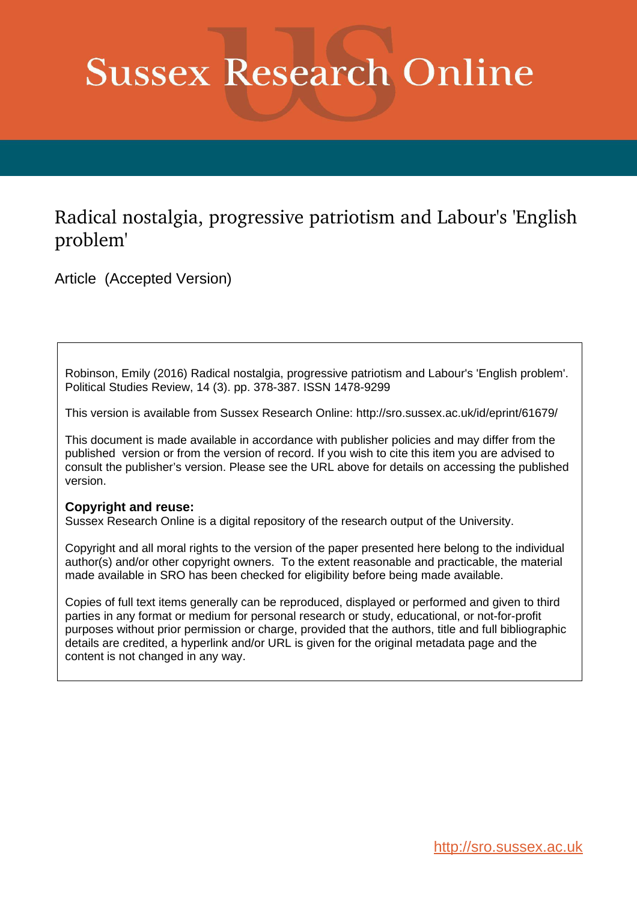# Sussex Research Online

## Radical nostalgia, progressive patriotism and Labour's 'English problem'

Article (Accepted Version)

Robinson, Emily (2016) Radical nostalgia, progressive patriotism and Labour's 'English problem'. Political Studies Review, 14 (3). pp. 378-387. ISSN 1478-9299

This version is available from Sussex Research Online: http://sro.sussex.ac.uk/id/eprint/61679/

This document is made available in accordance with publisher policies and may differ from the published version or from the version of record. If you wish to cite this item you are advised to consult the publisher's version. Please see the URL above for details on accessing the published version.

**Copyright and reuse:**
Sussex Research Online is a digital repository of the research output of the University.

Copyright and all moral rights to the version of the paper presented here belong to the individual author(s) and/or other copyright owners. To the extent reasonable and practicable, the material made available in SRO has been checked for eligibility before being made available.

Copies of full text items generally can be reproduced, displayed or performed and given to third parties in any format or medium for personal research or study, educational, or not-for-profit purposes without prior permission or charge, provided that the authors, title and full bibliographic details are credited, a hyperlink and/or URL is given for the original metadata page and the content is not changed in any way.

http://sro.sussex.ac.uk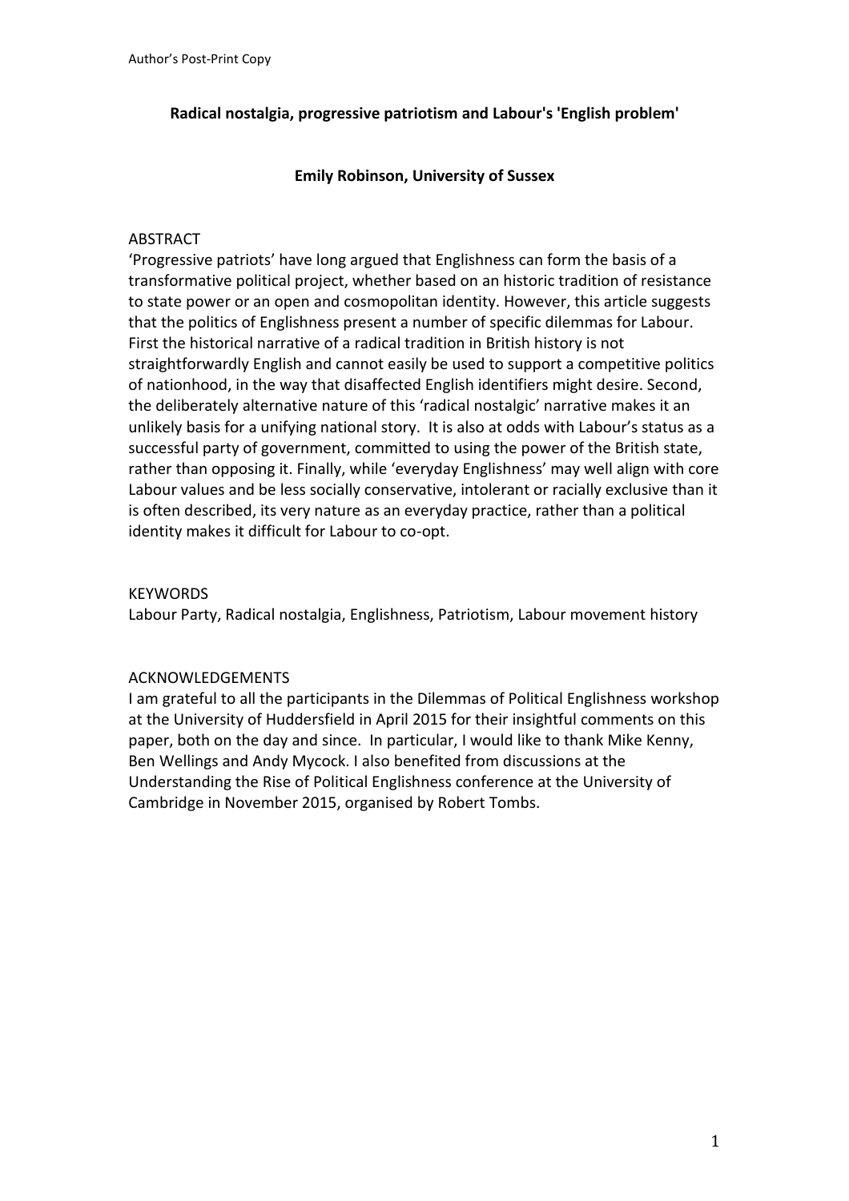**Radical nostalgia, progressive patriotism and Labour's 'English problem'**

**Emily Robinson, University of Sussex**

ABSTRACT

'Progressive patriots' have long argued that Englishness can form the basis of a transformative political project, whether based on an historic tradition of resistance to state power or an open and cosmopolitan identity. However, this article suggests that the politics of Englishness present a number of specific dilemmas for Labour. First the historical narrative of a radical tradition in British history is not straightforwardly English and cannot easily be used to support a competitive politics of nationhood, in the way that disaffected English identifiers might desire. Second, the deliberately alternative nature of this 'radical nostalgic' narrative makes it an unlikely basis for a unifying national story. It is also at odds with Labour's status as a successful party of government, committed to using the power of the British state, rather than opposing it. Finally, while 'everyday Englishness' may well align with core Labour values and be less socially conservative, intolerant or racially exclusive than it is often described, its very nature as an everyday practice, rather than a political identity makes it difficult for Labour to co-opt.

KEYWORDS

Labour Party, Radical nostalgia, Englishness, Patriotism, Labour movement history

ACKNOWLEDGEMENTS

I am grateful to all the participants in the Dilemmas of Political Englishness workshop at the University of Huddersfield in April 2015 for their insightful comments on this paper, both on the day and since. In particular, I would like to thank Mike Kenny, Ben Wellings and Andy Mycock. I also benefited from discussions at the Understanding the Rise of Political Englishness conference at the University of Cambridge in November 2015, organised by Robert Tombs.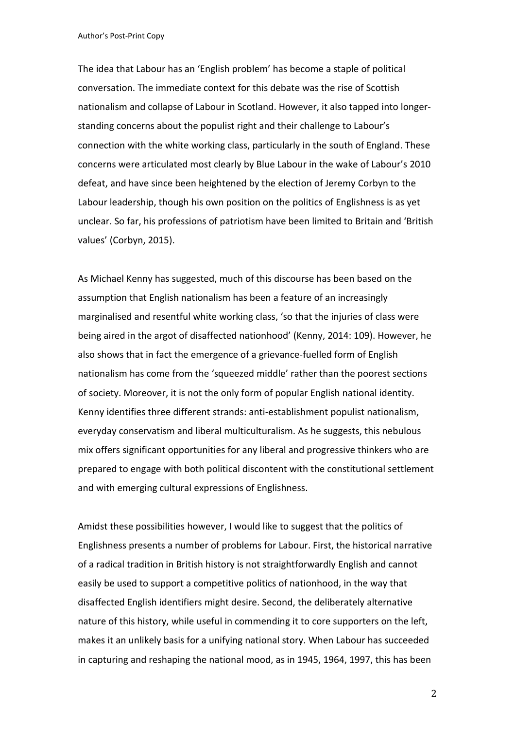The idea that Labour has an 'English problem' has become a staple of political conversation. The immediate context for this debate was the rise of Scottish nationalism and collapse of Labour in Scotland. However, it also tapped into longer-standing concerns about the populist right and their challenge to Labour's connection with the white working class, particularly in the south of England. These concerns were articulated most clearly by Blue Labour in the wake of Labour's 2010 defeat, and have since been heightened by the election of Jeremy Corbyn to the Labour leadership, though his own position on the politics of Englishness is as yet unclear. So far, his professions of patriotism have been limited to Britain and 'British values' (Corbyn, 2015).

As Michael Kenny has suggested, much of this discourse has been based on the assumption that English nationalism has been a feature of an increasingly marginalised and resentful white working class, 'so that the injuries of class were being aired in the argot of disaffected nationhood' (Kenny, 2014: 109). However, he also shows that in fact the emergence of a grievance-fuelled form of English nationalism has come from the 'squeezed middle' rather than the poorest sections of society. Moreover, it is not the only form of popular English national identity. Kenny identifies three different strands: anti-establishment populist nationalism, everyday conservatism and liberal multiculturalism. As he suggests, this nebulous mix offers significant opportunities for any liberal and progressive thinkers who are prepared to engage with both political discontent with the constitutional settlement and with emerging cultural expressions of Englishness.

Amidst these possibilities however, I would like to suggest that the politics of Englishness presents a number of problems for Labour. First, the historical narrative of a radical tradition in British history is not straightforwardly English and cannot easily be used to support a competitive politics of nationhood, in the way that disaffected English identifiers might desire. Second, the deliberately alternative nature of this history, while useful in commending it to core supporters on the left, makes it an unlikely basis for a unifying national story. When Labour has succeeded in capturing and reshaping the national mood, as in 1945, 1964, 1997, this has been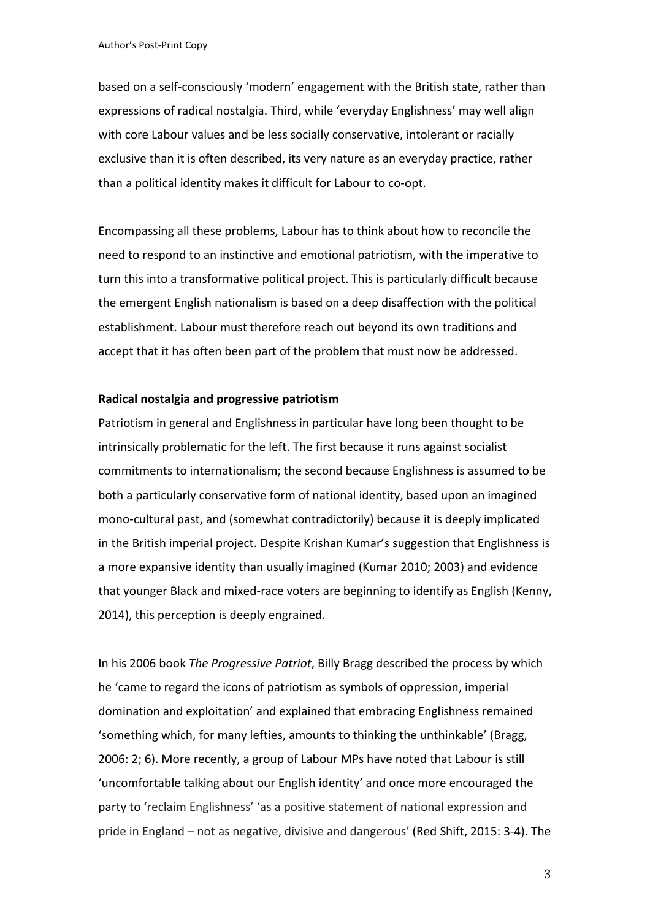based on a self-consciously 'modern' engagement with the British state, rather than expressions of radical nostalgia. Third, while 'everyday Englishness' may well align with core Labour values and be less socially conservative, intolerant or racially exclusive than it is often described, its very nature as an everyday practice, rather than a political identity makes it difficult for Labour to co-opt.

Encompassing all these problems, Labour has to think about how to reconcile the need to respond to an instinctive and emotional patriotism, with the imperative to turn this into a transformative political project. This is particularly difficult because the emergent English nationalism is based on a deep disaffection with the political establishment. Labour must therefore reach out beyond its own traditions and accept that it has often been part of the problem that must now be addressed.

**Radical nostalgia and progressive patriotism**

Patriotism in general and Englishness in particular have long been thought to be intrinsically problematic for the left. The first because it runs against socialist commitments to internationalism; the second because Englishness is assumed to be both a particularly conservative form of national identity, based upon an imagined mono-cultural past, and (somewhat contradictorily) because it is deeply implicated in the British imperial project. Despite Krishan Kumar's suggestion that Englishness is a more expansive identity than usually imagined (Kumar 2010; 2003) and evidence that younger Black and mixed-race voters are beginning to identify as English (Kenny, 2014), this perception is deeply engrained.

In his 2006 book *The Progressive Patriot*, Billy Bragg described the process by which he 'came to regard the icons of patriotism as symbols of oppression, imperial domination and exploitation' and explained that embracing Englishness remained 'something which, for many lefties, amounts to thinking the unthinkable' (Bragg, 2006: 2; 6). More recently, a group of Labour MPs have noted that Labour is still 'uncomfortable talking about our English identity' and once more encouraged the party to 'reclaim Englishness' 'as a positive statement of national expression and pride in England – not as negative, divisive and dangerous' (Red Shift, 2015: 3-4). The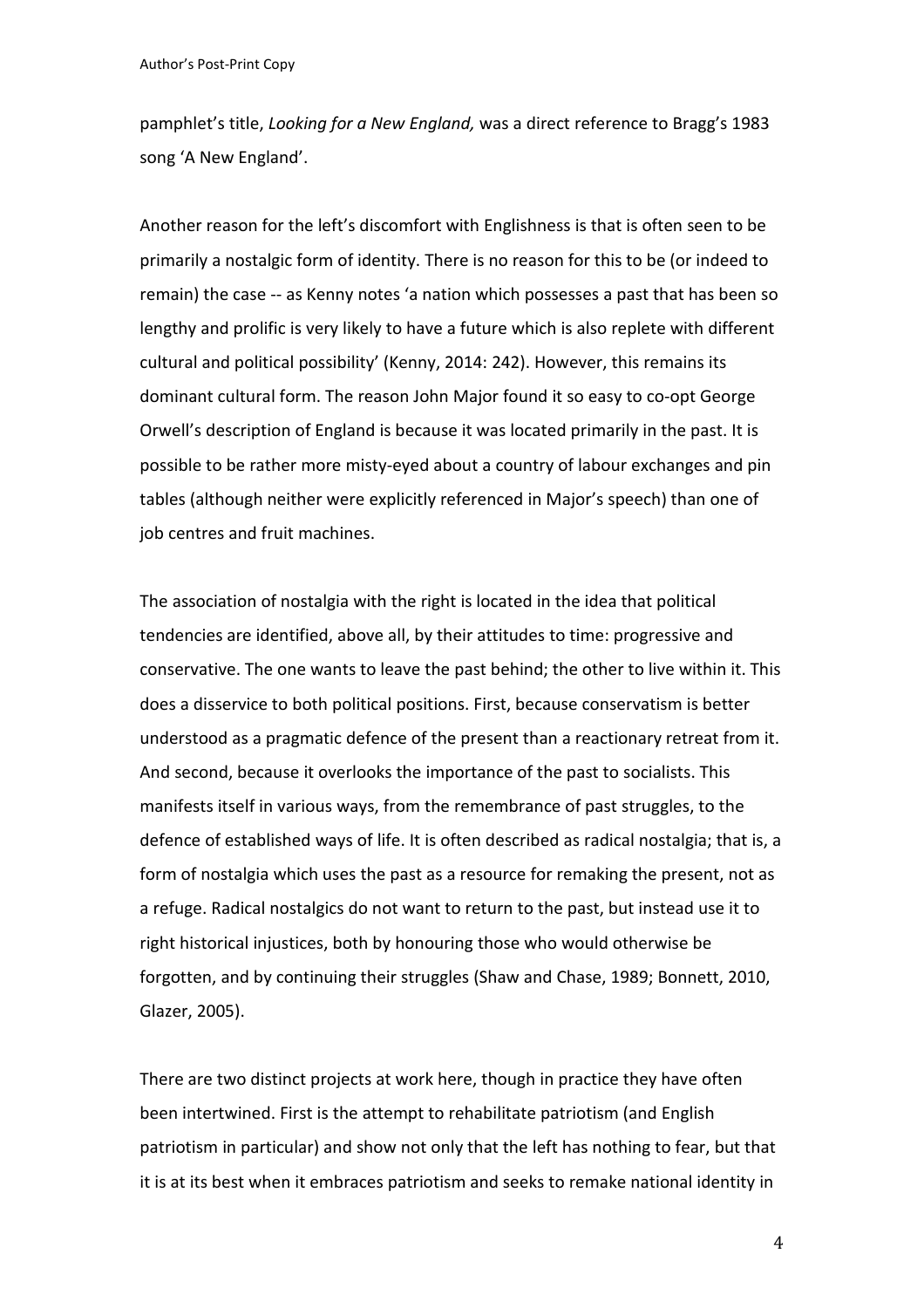pamphlet's title, *Looking for a New England,* was a direct reference to Bragg's 1983 song 'A New England'.

Another reason for the left's discomfort with Englishness is that is often seen to be primarily a nostalgic form of identity. There is no reason for this to be (or indeed to remain) the case -- as Kenny notes 'a nation which possesses a past that has been so lengthy and prolific is very likely to have a future which is also replete with different cultural and political possibility' (Kenny, 2014: 242). However, this remains its dominant cultural form. The reason John Major found it so easy to co-opt George Orwell's description of England is because it was located primarily in the past. It is possible to be rather more misty-eyed about a country of labour exchanges and pin tables (although neither were explicitly referenced in Major's speech) than one of job centres and fruit machines.

The association of nostalgia with the right is located in the idea that political tendencies are identified, above all, by their attitudes to time: progressive and conservative. The one wants to leave the past behind; the other to live within it. This does a disservice to both political positions. First, because conservatism is better understood as a pragmatic defence of the present than a reactionary retreat from it. And second, because it overlooks the importance of the past to socialists. This manifests itself in various ways, from the remembrance of past struggles, to the defence of established ways of life. It is often described as radical nostalgia; that is, a form of nostalgia which uses the past as a resource for remaking the present, not as a refuge. Radical nostalgics do not want to return to the past, but instead use it to right historical injustices, both by honouring those who would otherwise be forgotten, and by continuing their struggles (Shaw and Chase, 1989; Bonnett, 2010, Glazer, 2005).

There are two distinct projects at work here, though in practice they have often been intertwined. First is the attempt to rehabilitate patriotism (and English patriotism in particular) and show not only that the left has nothing to fear, but that it is at its best when it embraces patriotism and seeks to remake national identity in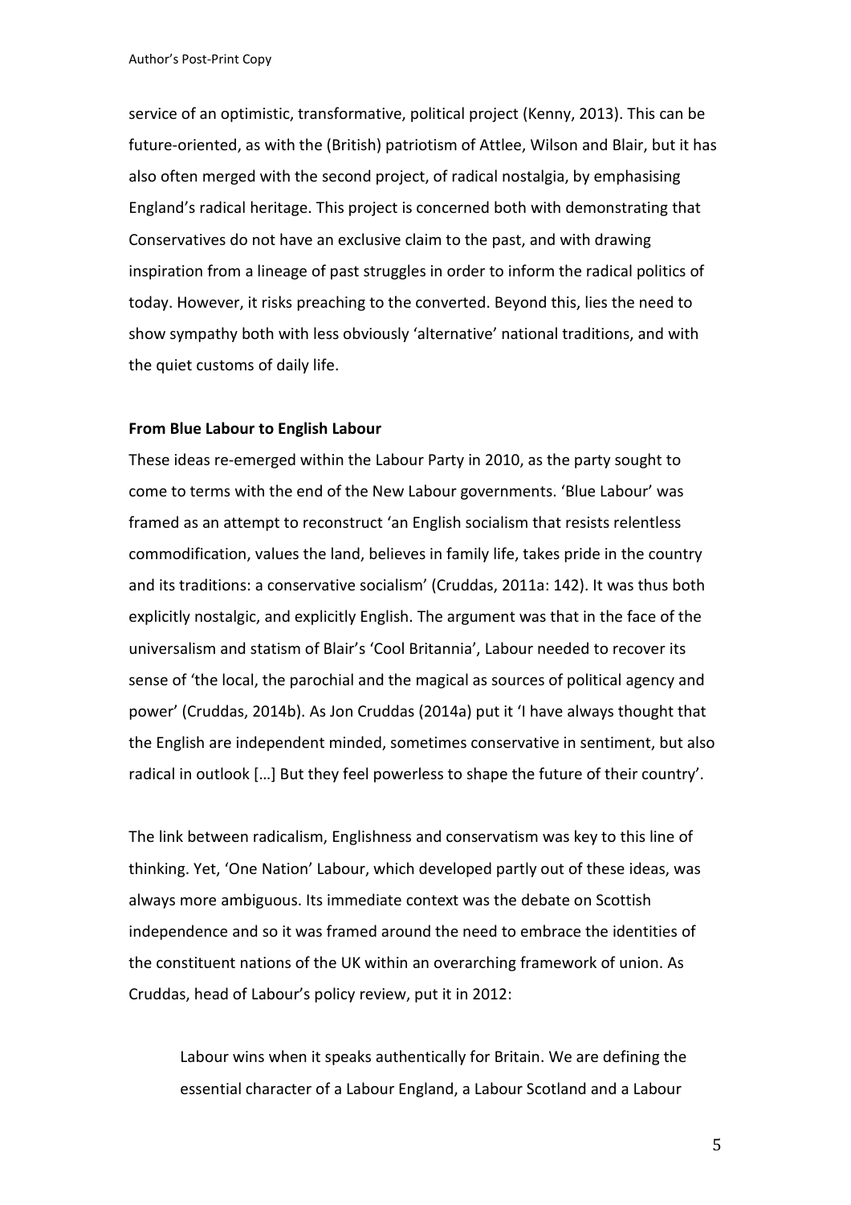service of an optimistic, transformative, political project (Kenny, 2013). This can be future-oriented, as with the (British) patriotism of Attlee, Wilson and Blair, but it has also often merged with the second project, of radical nostalgia, by emphasising England's radical heritage. This project is concerned both with demonstrating that Conservatives do not have an exclusive claim to the past, and with drawing inspiration from a lineage of past struggles in order to inform the radical politics of today. However, it risks preaching to the converted. Beyond this, lies the need to show sympathy both with less obviously 'alternative' national traditions, and with the quiet customs of daily life.

**From Blue Labour to English Labour**

These ideas re-emerged within the Labour Party in 2010, as the party sought to come to terms with the end of the New Labour governments. 'Blue Labour' was framed as an attempt to reconstruct 'an English socialism that resists relentless commodification, values the land, believes in family life, takes pride in the country and its traditions: a conservative socialism' (Cruddas, 2011a: 142). It was thus both explicitly nostalgic, and explicitly English. The argument was that in the face of the universalism and statism of Blair's 'Cool Britannia', Labour needed to recover its sense of 'the local, the parochial and the magical as sources of political agency and power' (Cruddas, 2014b). As Jon Cruddas (2014a) put it 'I have always thought that the English are independent minded, sometimes conservative in sentiment, but also radical in outlook […] But they feel powerless to shape the future of their country'.

The link between radicalism, Englishness and conservatism was key to this line of thinking. Yet, 'One Nation' Labour, which developed partly out of these ideas, was always more ambiguous. Its immediate context was the debate on Scottish independence and so it was framed around the need to embrace the identities of the constituent nations of the UK within an overarching framework of union. As Cruddas, head of Labour's policy review, put it in 2012:

> Labour wins when it speaks authentically for Britain. We are defining the essential character of a Labour England, a Labour Scotland and a Labour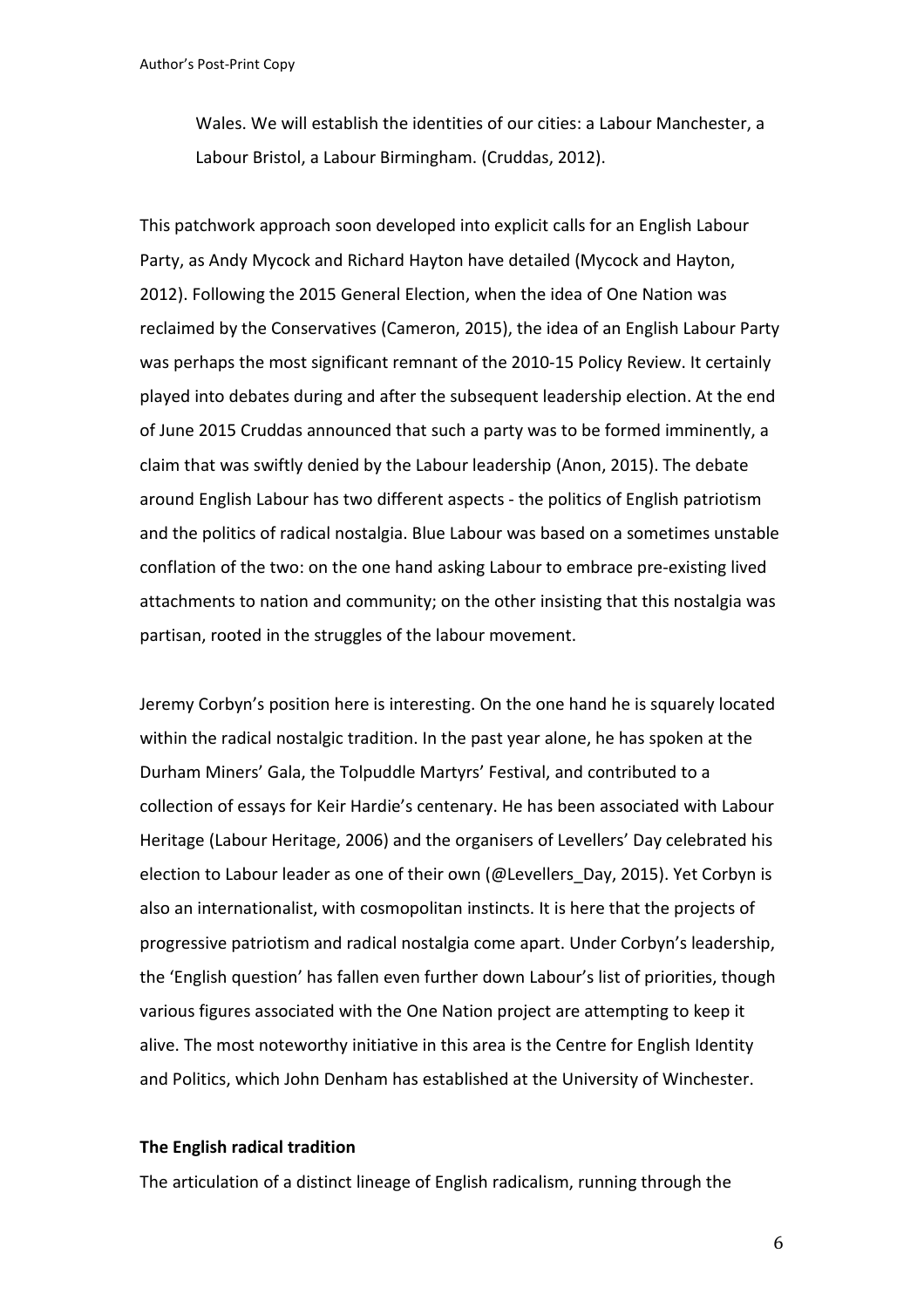Wales. We will establish the identities of our cities: a Labour Manchester, a Labour Bristol, a Labour Birmingham. (Cruddas, 2012).

This patchwork approach soon developed into explicit calls for an English Labour Party, as Andy Mycock and Richard Hayton have detailed (Mycock and Hayton, 2012). Following the 2015 General Election, when the idea of One Nation was reclaimed by the Conservatives (Cameron, 2015), the idea of an English Labour Party was perhaps the most significant remnant of the 2010-15 Policy Review. It certainly played into debates during and after the subsequent leadership election. At the end of June 2015 Cruddas announced that such a party was to be formed imminently, a claim that was swiftly denied by the Labour leadership (Anon, 2015). The debate around English Labour has two different aspects - the politics of English patriotism and the politics of radical nostalgia. Blue Labour was based on a sometimes unstable conflation of the two: on the one hand asking Labour to embrace pre-existing lived attachments to nation and community; on the other insisting that this nostalgia was partisan, rooted in the struggles of the labour movement.

Jeremy Corbyn's position here is interesting. On the one hand he is squarely located within the radical nostalgic tradition. In the past year alone, he has spoken at the Durham Miners' Gala, the Tolpuddle Martyrs' Festival, and contributed to a collection of essays for Keir Hardie's centenary. He has been associated with Labour Heritage (Labour Heritage, 2006) and the organisers of Levellers' Day celebrated his election to Labour leader as one of their own (@Levellers_Day, 2015). Yet Corbyn is also an internationalist, with cosmopolitan instincts. It is here that the projects of progressive patriotism and radical nostalgia come apart. Under Corbyn's leadership, the 'English question' has fallen even further down Labour's list of priorities, though various figures associated with the One Nation project are attempting to keep it alive. The most noteworthy initiative in this area is the Centre for English Identity and Politics, which John Denham has established at the University of Winchester.

**The English radical tradition**

The articulation of a distinct lineage of English radicalism, running through the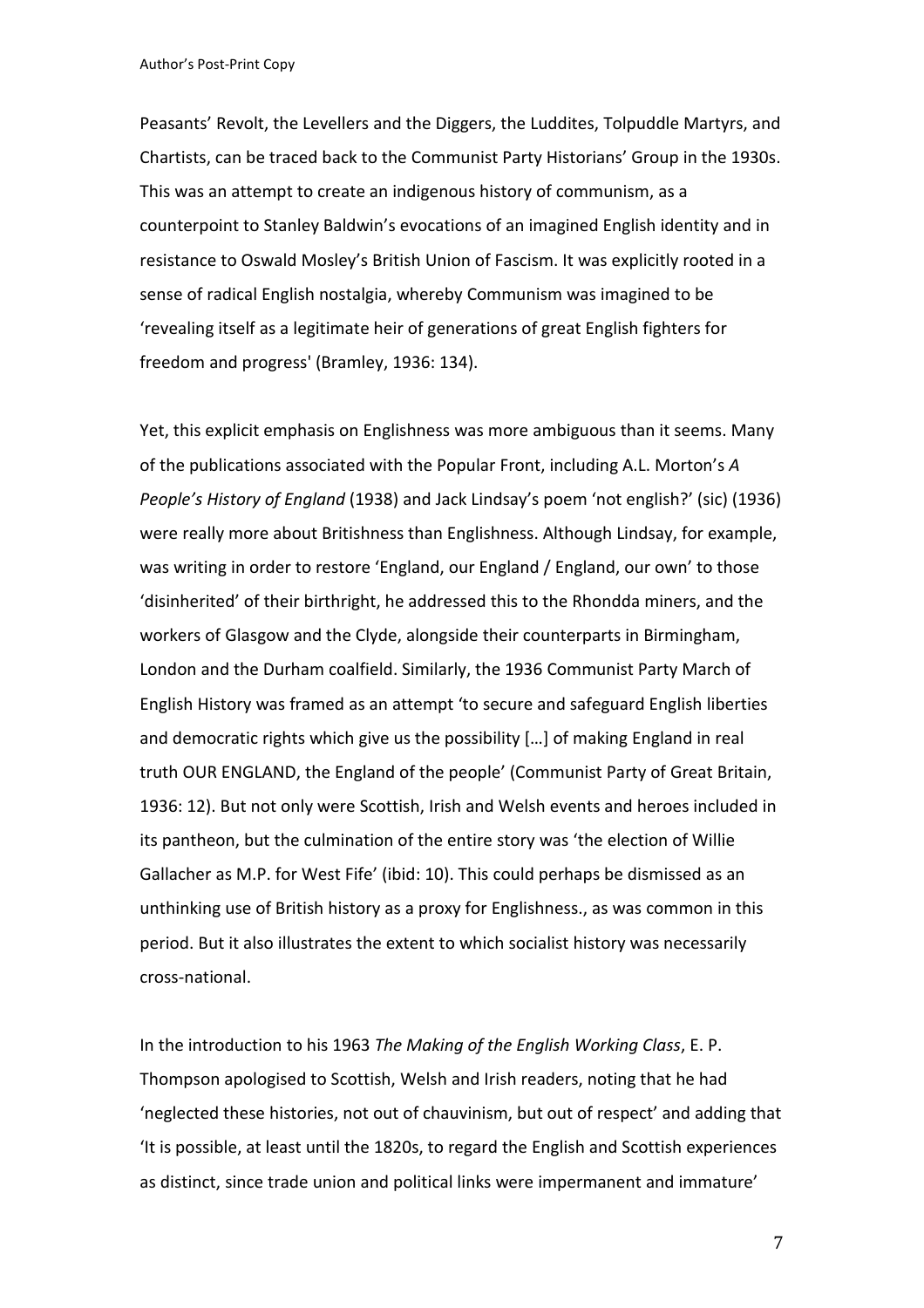Peasants' Revolt, the Levellers and the Diggers, the Luddites, Tolpuddle Martyrs, and Chartists, can be traced back to the Communist Party Historians' Group in the 1930s. This was an attempt to create an indigenous history of communism, as a counterpoint to Stanley Baldwin's evocations of an imagined English identity and in resistance to Oswald Mosley's British Union of Fascism. It was explicitly rooted in a sense of radical English nostalgia, whereby Communism was imagined to be 'revealing itself as a legitimate heir of generations of great English fighters for freedom and progress' (Bramley, 1936: 134).

Yet, this explicit emphasis on Englishness was more ambiguous than it seems. Many of the publications associated with the Popular Front, including A.L. Morton's *A People's History of England* (1938) and Jack Lindsay's poem 'not english?' (sic) (1936) were really more about Britishness than Englishness. Although Lindsay, for example, was writing in order to restore 'England, our England / England, our own' to those 'disinherited' of their birthright, he addressed this to the Rhondda miners, and the workers of Glasgow and the Clyde, alongside their counterparts in Birmingham, London and the Durham coalfield. Similarly, the 1936 Communist Party March of English History was framed as an attempt 'to secure and safeguard English liberties and democratic rights which give us the possibility […] of making England in real truth OUR ENGLAND, the England of the people' (Communist Party of Great Britain, 1936: 12). But not only were Scottish, Irish and Welsh events and heroes included in its pantheon, but the culmination of the entire story was 'the election of Willie Gallacher as M.P. for West Fife' (ibid: 10). This could perhaps be dismissed as an unthinking use of British history as a proxy for Englishness., as was common in this period. But it also illustrates the extent to which socialist history was necessarily cross-national.

In the introduction to his 1963 *The Making of the English Working Class*, E. P. Thompson apologised to Scottish, Welsh and Irish readers, noting that he had 'neglected these histories, not out of chauvinism, but out of respect' and adding that 'It is possible, at least until the 1820s, to regard the English and Scottish experiences as distinct, since trade union and political links were impermanent and immature'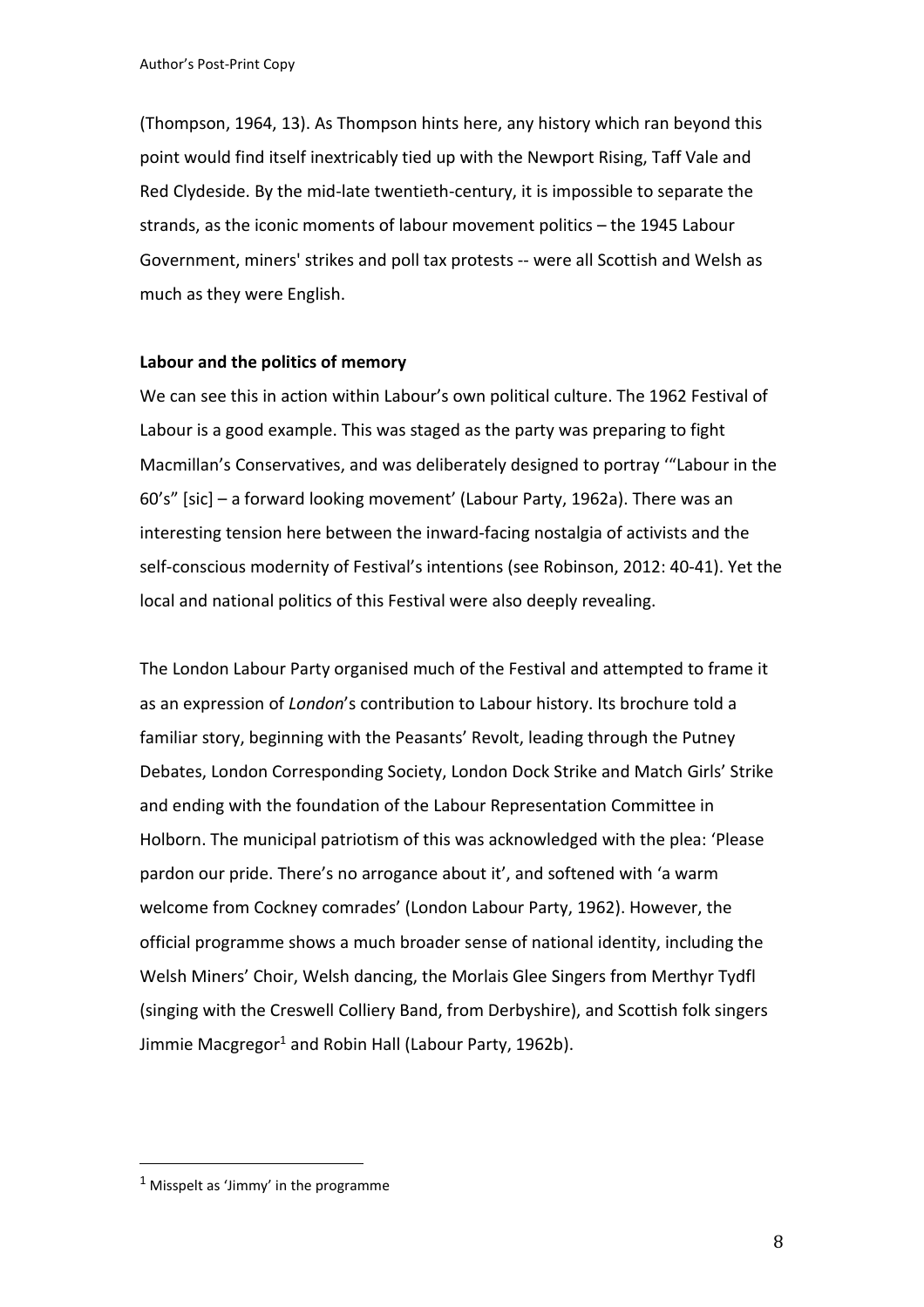(Thompson, 1964, 13). As Thompson hints here, any history which ran beyond this point would find itself inextricably tied up with the Newport Rising, Taff Vale and Red Clydeside. By the mid-late twentieth-century, it is impossible to separate the strands, as the iconic moments of labour movement politics – the 1945 Labour Government, miners' strikes and poll tax protests -- were all Scottish and Welsh as much as they were English.

**Labour and the politics of memory**

We can see this in action within Labour's own political culture. The 1962 Festival of Labour is a good example. This was staged as the party was preparing to fight Macmillan's Conservatives, and was deliberately designed to portray '"Labour in the 60's" [sic] – a forward looking movement' (Labour Party, 1962a). There was an interesting tension here between the inward-facing nostalgia of activists and the self-conscious modernity of Festival's intentions (see Robinson, 2012: 40-41). Yet the local and national politics of this Festival were also deeply revealing.

The London Labour Party organised much of the Festival and attempted to frame it as an expression of *London*'s contribution to Labour history. Its brochure told a familiar story, beginning with the Peasants' Revolt, leading through the Putney Debates, London Corresponding Society, London Dock Strike and Match Girls' Strike and ending with the foundation of the Labour Representation Committee in Holborn. The municipal patriotism of this was acknowledged with the plea: 'Please pardon our pride. There's no arrogance about it', and softened with 'a warm welcome from Cockney comrades' (London Labour Party, 1962). However, the official programme shows a much broader sense of national identity, including the Welsh Miners' Choir, Welsh dancing, the Morlais Glee Singers from Merthyr Tydfl (singing with the Creswell Colliery Band, from Derbyshire), and Scottish folk singers Jimmie Macgregor[1] and Robin Hall (Labour Party, 1962b).

[1] Misspelt as 'Jimmy' in the programme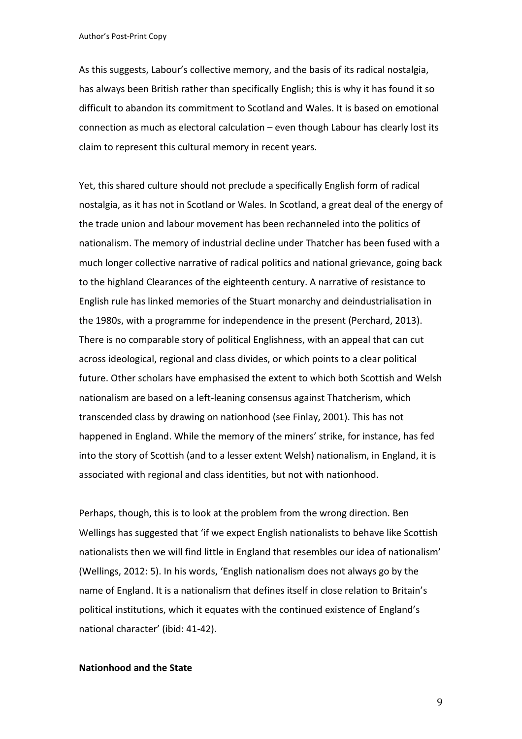As this suggests, Labour's collective memory, and the basis of its radical nostalgia, has always been British rather than specifically English; this is why it has found it so difficult to abandon its commitment to Scotland and Wales. It is based on emotional connection as much as electoral calculation – even though Labour has clearly lost its claim to represent this cultural memory in recent years.

Yet, this shared culture should not preclude a specifically English form of radical nostalgia, as it has not in Scotland or Wales. In Scotland, a great deal of the energy of the trade union and labour movement has been rechanneled into the politics of nationalism. The memory of industrial decline under Thatcher has been fused with a much longer collective narrative of radical politics and national grievance, going back to the highland Clearances of the eighteenth century. A narrative of resistance to English rule has linked memories of the Stuart monarchy and deindustrialisation in the 1980s, with a programme for independence in the present (Perchard, 2013). There is no comparable story of political Englishness, with an appeal that can cut across ideological, regional and class divides, or which points to a clear political future. Other scholars have emphasised the extent to which both Scottish and Welsh nationalism are based on a left-leaning consensus against Thatcherism, which transcended class by drawing on nationhood (see Finlay, 2001). This has not happened in England. While the memory of the miners' strike, for instance, has fed into the story of Scottish (and to a lesser extent Welsh) nationalism, in England, it is associated with regional and class identities, but not with nationhood.

Perhaps, though, this is to look at the problem from the wrong direction. Ben Wellings has suggested that 'if we expect English nationalists to behave like Scottish nationalists then we will find little in England that resembles our idea of nationalism' (Wellings, 2012: 5). In his words, 'English nationalism does not always go by the name of England. It is a nationalism that defines itself in close relation to Britain's political institutions, which it equates with the continued existence of England's national character' (ibid: 41-42).

**Nationhood and the State**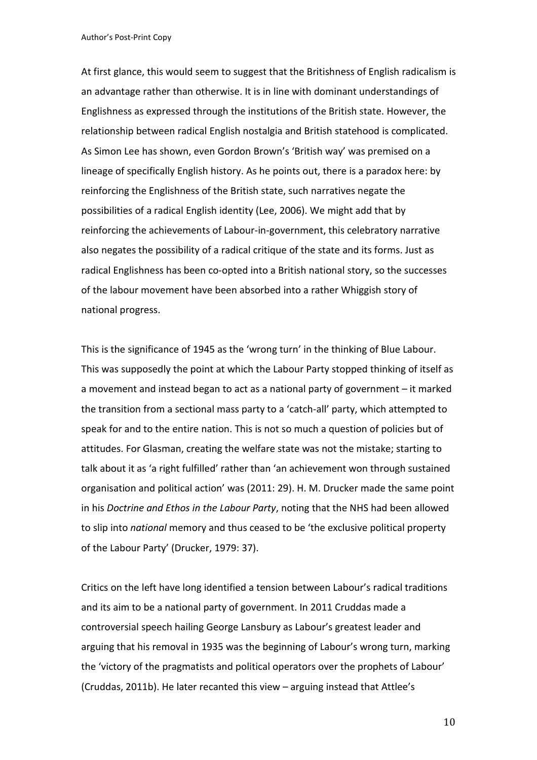At first glance, this would seem to suggest that the Britishness of English radicalism is an advantage rather than otherwise. It is in line with dominant understandings of Englishness as expressed through the institutions of the British state. However, the relationship between radical English nostalgia and British statehood is complicated. As Simon Lee has shown, even Gordon Brown's 'British way' was premised on a lineage of specifically English history. As he points out, there is a paradox here: by reinforcing the Englishness of the British state, such narratives negate the possibilities of a radical English identity (Lee, 2006). We might add that by reinforcing the achievements of Labour-in-government, this celebratory narrative also negates the possibility of a radical critique of the state and its forms. Just as radical Englishness has been co-opted into a British national story, so the successes of the labour movement have been absorbed into a rather Whiggish story of national progress.

This is the significance of 1945 as the 'wrong turn' in the thinking of Blue Labour. This was supposedly the point at which the Labour Party stopped thinking of itself as a movement and instead began to act as a national party of government – it marked the transition from a sectional mass party to a 'catch-all' party, which attempted to speak for and to the entire nation. This is not so much a question of policies but of attitudes. For Glasman, creating the welfare state was not the mistake; starting to talk about it as 'a right fulfilled' rather than 'an achievement won through sustained organisation and political action' was (2011: 29). H. M. Drucker made the same point in his *Doctrine and Ethos in the Labour Party*, noting that the NHS had been allowed to slip into *national* memory and thus ceased to be 'the exclusive political property of the Labour Party' (Drucker, 1979: 37).

Critics on the left have long identified a tension between Labour's radical traditions and its aim to be a national party of government. In 2011 Cruddas made a controversial speech hailing George Lansbury as Labour's greatest leader and arguing that his removal in 1935 was the beginning of Labour's wrong turn, marking the 'victory of the pragmatists and political operators over the prophets of Labour' (Cruddas, 2011b). He later recanted this view – arguing instead that Attlee's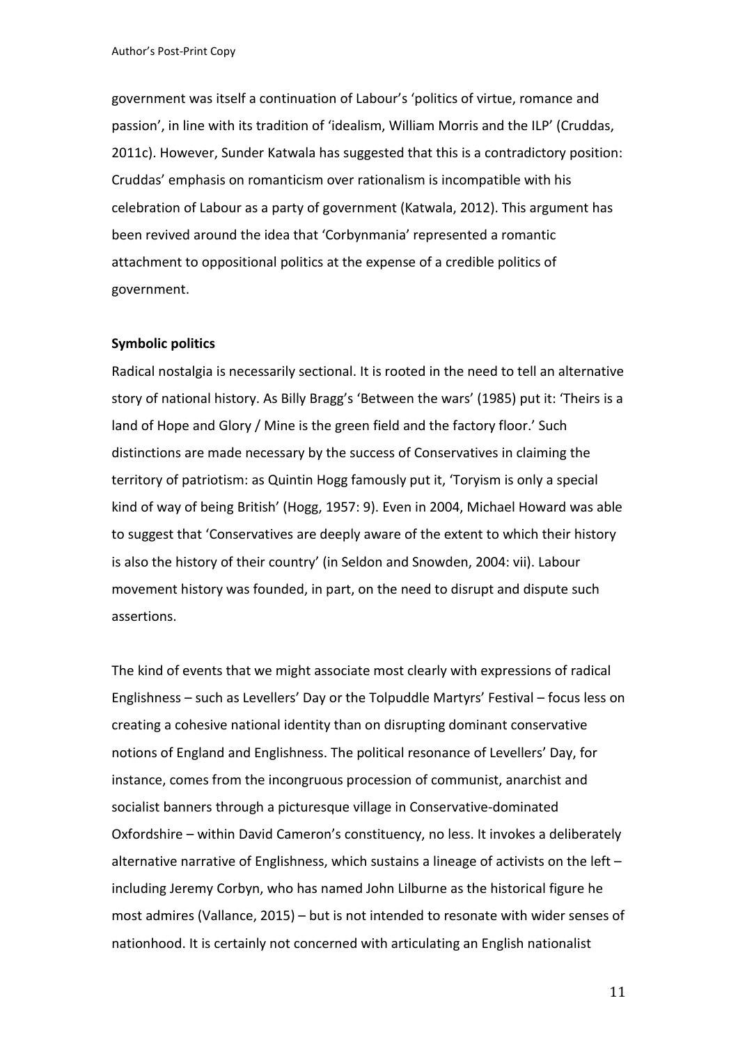government was itself a continuation of Labour's 'politics of virtue, romance and passion', in line with its tradition of 'idealism, William Morris and the ILP' (Cruddas, 2011c). However, Sunder Katwala has suggested that this is a contradictory position: Cruddas' emphasis on romanticism over rationalism is incompatible with his celebration of Labour as a party of government (Katwala, 2012). This argument has been revived around the idea that 'Corbynmania' represented a romantic attachment to oppositional politics at the expense of a credible politics of government.

**Symbolic politics**

Radical nostalgia is necessarily sectional. It is rooted in the need to tell an alternative story of national history. As Billy Bragg's 'Between the wars' (1985) put it: 'Theirs is a land of Hope and Glory / Mine is the green field and the factory floor.' Such distinctions are made necessary by the success of Conservatives in claiming the territory of patriotism: as Quintin Hogg famously put it, 'Toryism is only a special kind of way of being British' (Hogg, 1957: 9). Even in 2004, Michael Howard was able to suggest that 'Conservatives are deeply aware of the extent to which their history is also the history of their country' (in Seldon and Snowden, 2004: vii). Labour movement history was founded, in part, on the need to disrupt and dispute such assertions.

The kind of events that we might associate most clearly with expressions of radical Englishness – such as Levellers' Day or the Tolpuddle Martyrs' Festival – focus less on creating a cohesive national identity than on disrupting dominant conservative notions of England and Englishness. The political resonance of Levellers' Day, for instance, comes from the incongruous procession of communist, anarchist and socialist banners through a picturesque village in Conservative-dominated Oxfordshire – within David Cameron's constituency, no less. It invokes a deliberately alternative narrative of Englishness, which sustains a lineage of activists on the left – including Jeremy Corbyn, who has named John Lilburne as the historical figure he most admires (Vallance, 2015) – but is not intended to resonate with wider senses of nationhood. It is certainly not concerned with articulating an English nationalist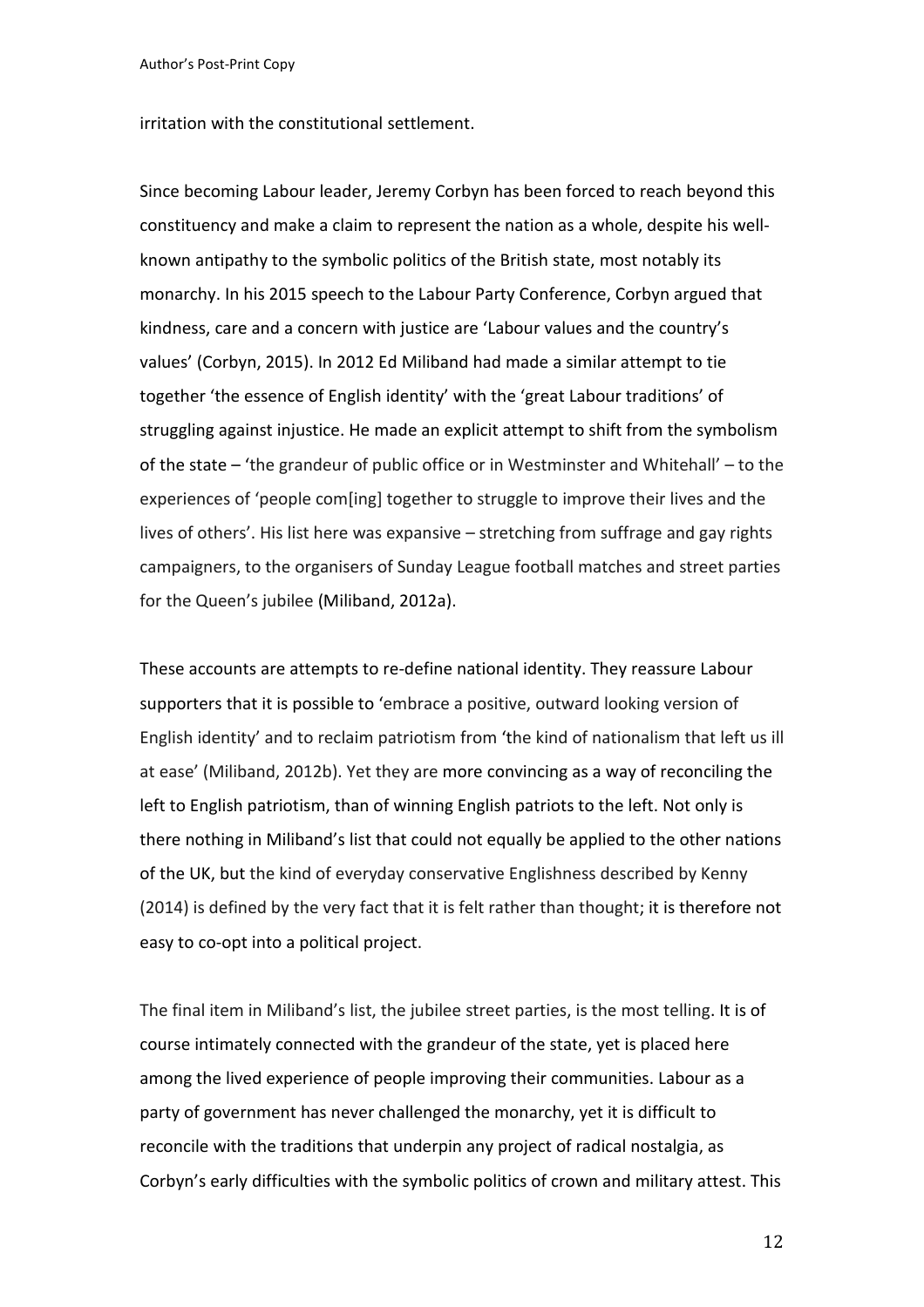irritation with the constitutional settlement.

Since becoming Labour leader, Jeremy Corbyn has been forced to reach beyond this constituency and make a claim to represent the nation as a whole, despite his well-known antipathy to the symbolic politics of the British state, most notably its monarchy. In his 2015 speech to the Labour Party Conference, Corbyn argued that kindness, care and a concern with justice are 'Labour values and the country's values' (Corbyn, 2015). In 2012 Ed Miliband had made a similar attempt to tie together 'the essence of English identity' with the 'great Labour traditions' of struggling against injustice. He made an explicit attempt to shift from the symbolism of the state – 'the grandeur of public office or in Westminster and Whitehall' – to the experiences of 'people com[ing] together to struggle to improve their lives and the lives of others'. His list here was expansive – stretching from suffrage and gay rights campaigners, to the organisers of Sunday League football matches and street parties for the Queen's jubilee (Miliband, 2012a).

These accounts are attempts to re-define national identity. They reassure Labour supporters that it is possible to 'embrace a positive, outward looking version of English identity' and to reclaim patriotism from 'the kind of nationalism that left us ill at ease' (Miliband, 2012b). Yet they are more convincing as a way of reconciling the left to English patriotism, than of winning English patriots to the left. Not only is there nothing in Miliband's list that could not equally be applied to the other nations of the UK, but the kind of everyday conservative Englishness described by Kenny (2014) is defined by the very fact that it is felt rather than thought; it is therefore not easy to co-opt into a political project.

The final item in Miliband's list, the jubilee street parties, is the most telling. It is of course intimately connected with the grandeur of the state, yet is placed here among the lived experience of people improving their communities. Labour as a party of government has never challenged the monarchy, yet it is difficult to reconcile with the traditions that underpin any project of radical nostalgia, as Corbyn's early difficulties with the symbolic politics of crown and military attest. This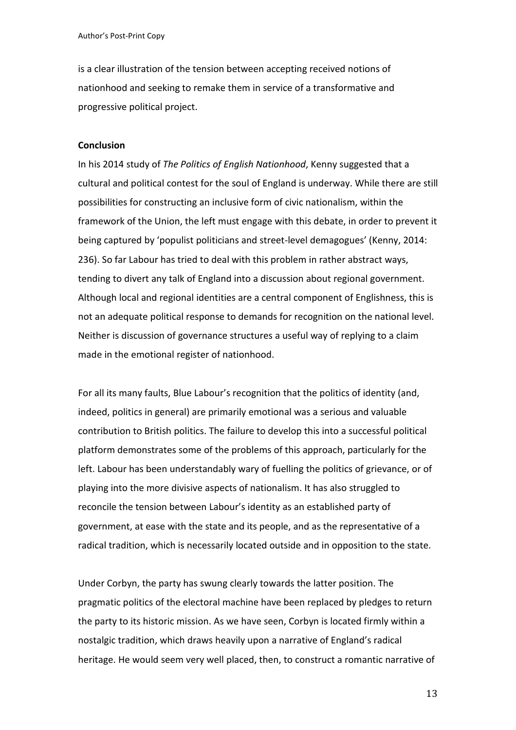is a clear illustration of the tension between accepting received notions of nationhood and seeking to remake them in service of a transformative and progressive political project.

## Conclusion

In his 2014 study of *The Politics of English Nationhood*, Kenny suggested that a cultural and political contest for the soul of England is underway. While there are still possibilities for constructing an inclusive form of civic nationalism, within the framework of the Union, the left must engage with this debate, in order to prevent it being captured by 'populist politicians and street-level demagogues' (Kenny, 2014: 236). So far Labour has tried to deal with this problem in rather abstract ways, tending to divert any talk of England into a discussion about regional government. Although local and regional identities are a central component of Englishness, this is not an adequate political response to demands for recognition on the national level. Neither is discussion of governance structures a useful way of replying to a claim made in the emotional register of nationhood.

For all its many faults, Blue Labour's recognition that the politics of identity (and, indeed, politics in general) are primarily emotional was a serious and valuable contribution to British politics. The failure to develop this into a successful political platform demonstrates some of the problems of this approach, particularly for the left. Labour has been understandably wary of fuelling the politics of grievance, or of playing into the more divisive aspects of nationalism. It has also struggled to reconcile the tension between Labour's identity as an established party of government, at ease with the state and its people, and as the representative of a radical tradition, which is necessarily located outside and in opposition to the state.

Under Corbyn, the party has swung clearly towards the latter position. The pragmatic politics of the electoral machine have been replaced by pledges to return the party to its historic mission. As we have seen, Corbyn is located firmly within a nostalgic tradition, which draws heavily upon a narrative of England's radical heritage. He would seem very well placed, then, to construct a romantic narrative of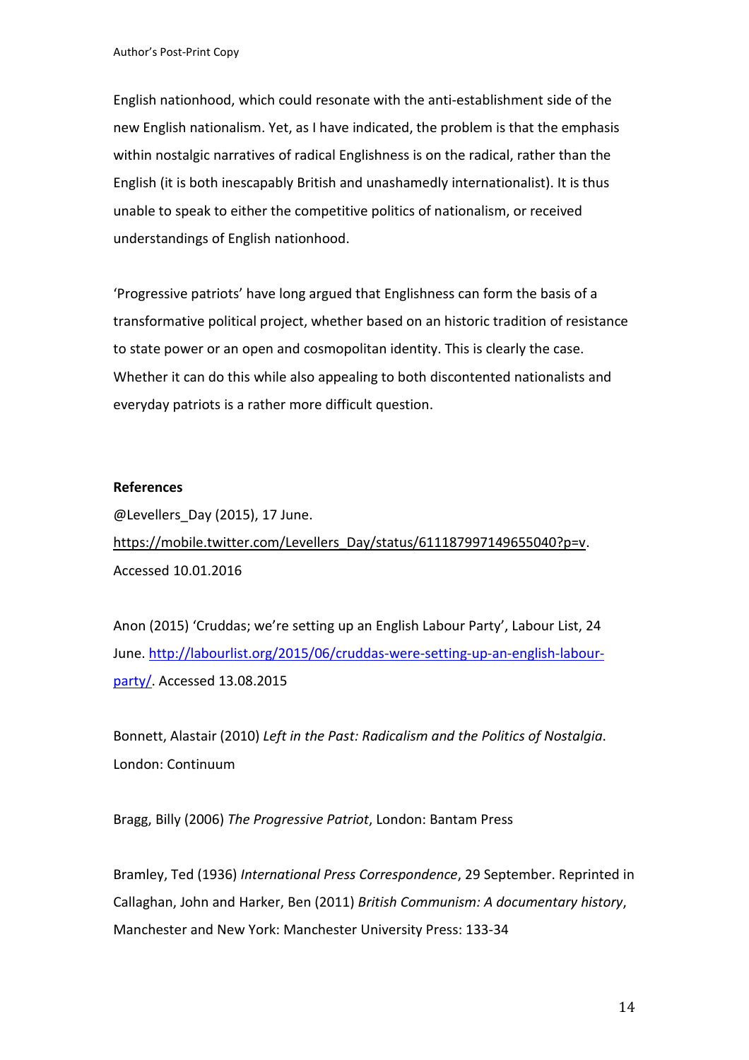English nationhood, which could resonate with the anti-establishment side of the new English nationalism. Yet, as I have indicated, the problem is that the emphasis within nostalgic narratives of radical Englishness is on the radical, rather than the English (it is both inescapably British and unashamedly internationalist). It is thus unable to speak to either the competitive politics of nationalism, or received understandings of English nationhood.

'Progressive patriots' have long argued that Englishness can form the basis of a transformative political project, whether based on an historic tradition of resistance to state power or an open and cosmopolitan identity. This is clearly the case. Whether it can do this while also appealing to both discontented nationalists and everyday patriots is a rather more difficult question.

**References**

@Levellers_Day (2015), 17 June. https://mobile.twitter.com/Levellers_Day/status/611187997149655040?p=v. Accessed 10.01.2016

Anon (2015) 'Cruddas; we're setting up an English Labour Party', Labour List, 24 June. http://labourlist.org/2015/06/cruddas-were-setting-up-an-english-labour-party/. Accessed 13.08.2015

Bonnett, Alastair (2010) *Left in the Past: Radicalism and the Politics of Nostalgia*. London: Continuum

Bragg, Billy (2006) *The Progressive Patriot*, London: Bantam Press

Bramley, Ted (1936) *International Press Correspondence*, 29 September. Reprinted in Callaghan, John and Harker, Ben (2011) *British Communism: A documentary history*, Manchester and New York: Manchester University Press: 133-34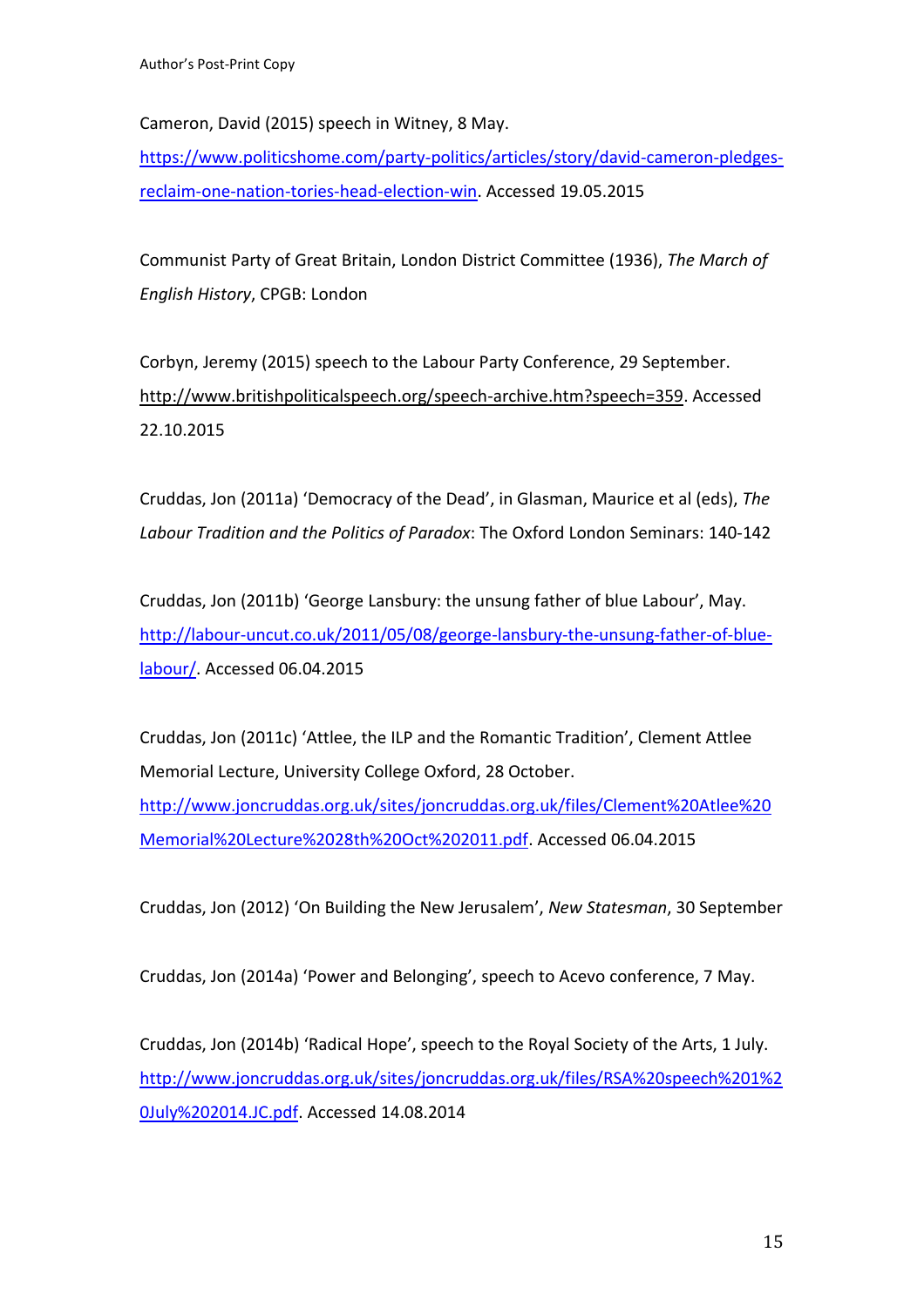Cameron, David (2015) speech in Witney, 8 May. https://www.politicshome.com/party-politics/articles/story/david-cameron-pledges-reclaim-one-nation-tories-head-election-win. Accessed 19.05.2015

Communist Party of Great Britain, London District Committee (1936), *The March of English History*, CPGB: London

Corbyn, Jeremy (2015) speech to the Labour Party Conference, 29 September. http://www.britishpoliticalspeech.org/speech-archive.htm?speech=359. Accessed 22.10.2015

Cruddas, Jon (2011a) 'Democracy of the Dead', in Glasman, Maurice et al (eds), *The Labour Tradition and the Politics of Paradox*: The Oxford London Seminars: 140-142

Cruddas, Jon (2011b) 'George Lansbury: the unsung father of blue Labour', May. http://labour-uncut.co.uk/2011/05/08/george-lansbury-the-unsung-father-of-blue-labour/. Accessed 06.04.2015

Cruddas, Jon (2011c) 'Attlee, the ILP and the Romantic Tradition', Clement Attlee Memorial Lecture, University College Oxford, 28 October. http://www.joncruddas.org.uk/sites/joncruddas.org.uk/files/Clement%20Atlee%20Memorial%20Lecture%2028th%20Oct%202011.pdf. Accessed 06.04.2015

Cruddas, Jon (2012) 'On Building the New Jerusalem', *New Statesman*, 30 September

Cruddas, Jon (2014a) 'Power and Belonging', speech to Acevo conference, 7 May.

Cruddas, Jon (2014b) 'Radical Hope', speech to the Royal Society of the Arts, 1 July. http://www.joncruddas.org.uk/sites/joncruddas.org.uk/files/RSA%20speech%201%20July%202014.JC.pdf. Accessed 14.08.2014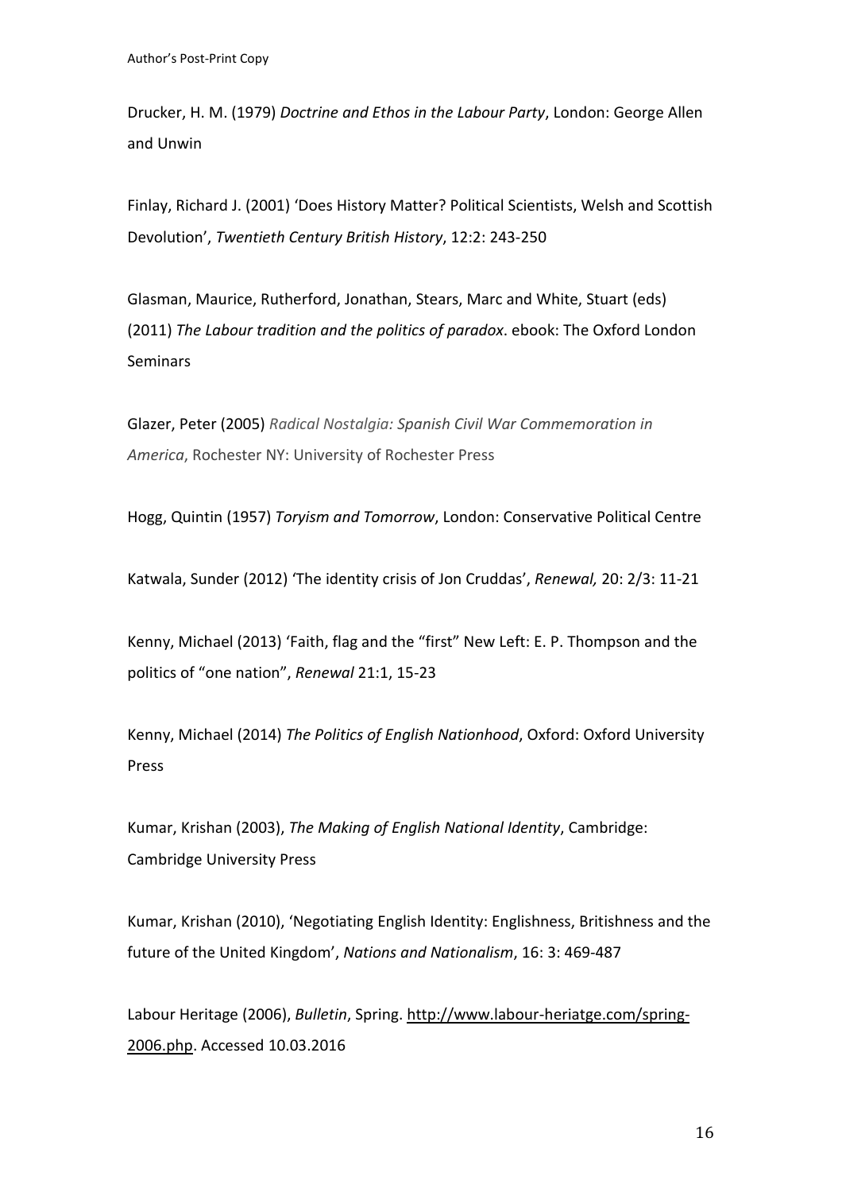Drucker, H. M. (1979) *Doctrine and Ethos in the Labour Party*, London: George Allen and Unwin

Finlay, Richard J. (2001) 'Does History Matter? Political Scientists, Welsh and Scottish Devolution', *Twentieth Century British History*, 12:2: 243-250

Glasman, Maurice, Rutherford, Jonathan, Stears, Marc and White, Stuart (eds) (2011) *The Labour tradition and the politics of paradox*. ebook: The Oxford London Seminars

Glazer, Peter (2005) *Radical Nostalgia: Spanish Civil War Commemoration in America*, Rochester NY: University of Rochester Press

Hogg, Quintin (1957) *Toryism and Tomorrow*, London: Conservative Political Centre

Katwala, Sunder (2012) 'The identity crisis of Jon Cruddas', *Renewal,* 20: 2/3: 11-21

Kenny, Michael (2013) 'Faith, flag and the "first" New Left: E. P. Thompson and the politics of "one nation", *Renewal* 21:1, 15-23

Kenny, Michael (2014) *The Politics of English Nationhood*, Oxford: Oxford University Press

Kumar, Krishan (2003), *The Making of English National Identity*, Cambridge: Cambridge University Press

Kumar, Krishan (2010), 'Negotiating English Identity: Englishness, Britishness and the future of the United Kingdom', *Nations and Nationalism*, 16: 3: 469-487

Labour Heritage (2006), *Bulletin*, Spring. http://www.labour-heriatge.com/spring-2006.php. Accessed 10.03.2016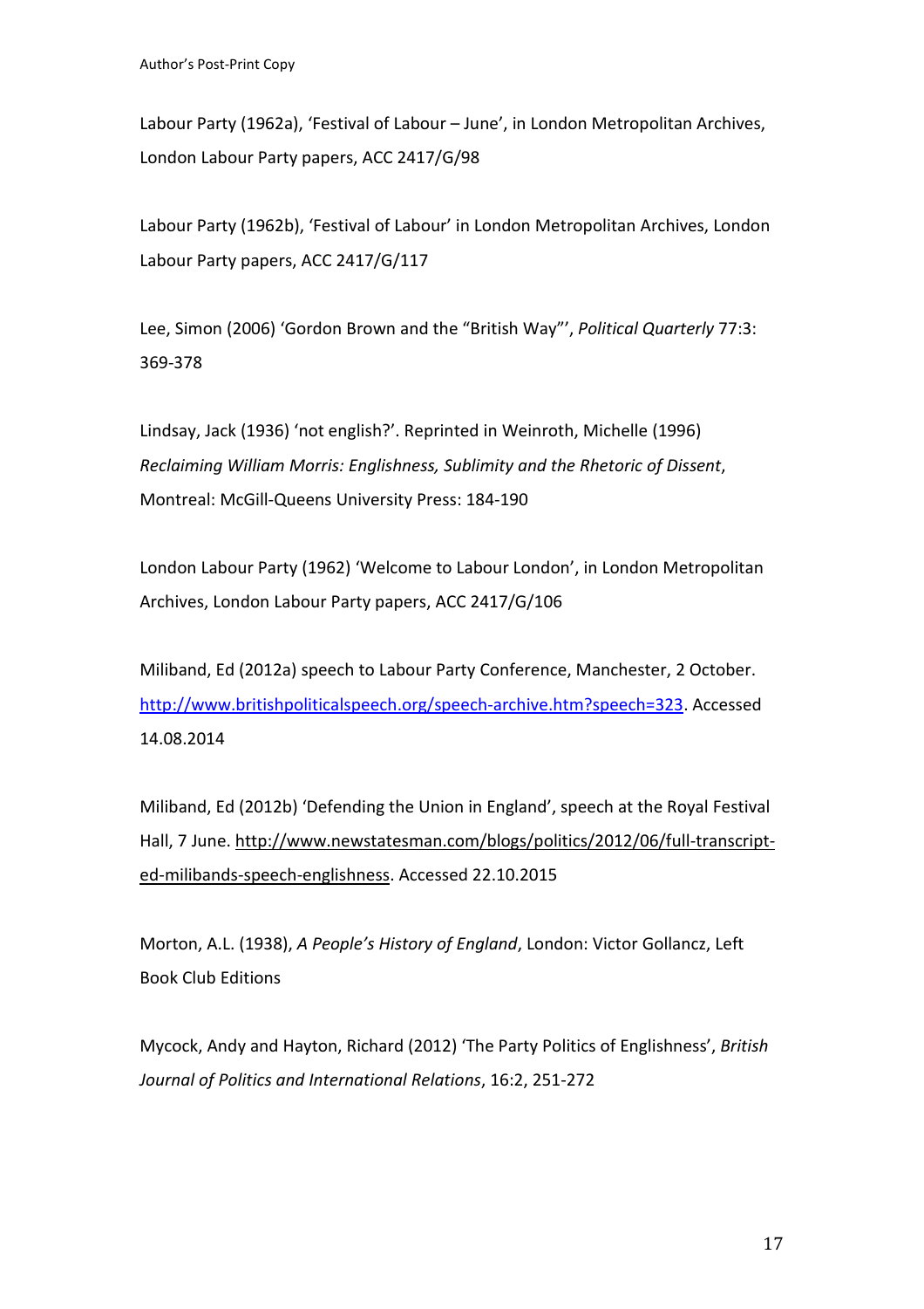Labour Party (1962a), 'Festival of Labour – June', in London Metropolitan Archives, London Labour Party papers, ACC 2417/G/98

Labour Party (1962b), 'Festival of Labour' in London Metropolitan Archives, London Labour Party papers, ACC 2417/G/117

Lee, Simon (2006) 'Gordon Brown and the "British Way"', *Political Quarterly* 77:3: 369-378

Lindsay, Jack (1936) 'not english?'. Reprinted in Weinroth, Michelle (1996) *Reclaiming William Morris: Englishness, Sublimity and the Rhetoric of Dissent*, Montreal: McGill-Queens University Press: 184-190

London Labour Party (1962) 'Welcome to Labour London', in London Metropolitan Archives, London Labour Party papers, ACC 2417/G/106

Miliband, Ed (2012a) speech to Labour Party Conference, Manchester, 2 October. http://www.britishpoliticalspeech.org/speech-archive.htm?speech=323. Accessed 14.08.2014

Miliband, Ed (2012b) 'Defending the Union in England', speech at the Royal Festival Hall, 7 June. http://www.newstatesman.com/blogs/politics/2012/06/full-transcript-ed-milibands-speech-englishness. Accessed 22.10.2015

Morton, A.L. (1938), *A People's History of England*, London: Victor Gollancz, Left Book Club Editions

Mycock, Andy and Hayton, Richard (2012) 'The Party Politics of Englishness', *British Journal of Politics and International Relations*, 16:2, 251-272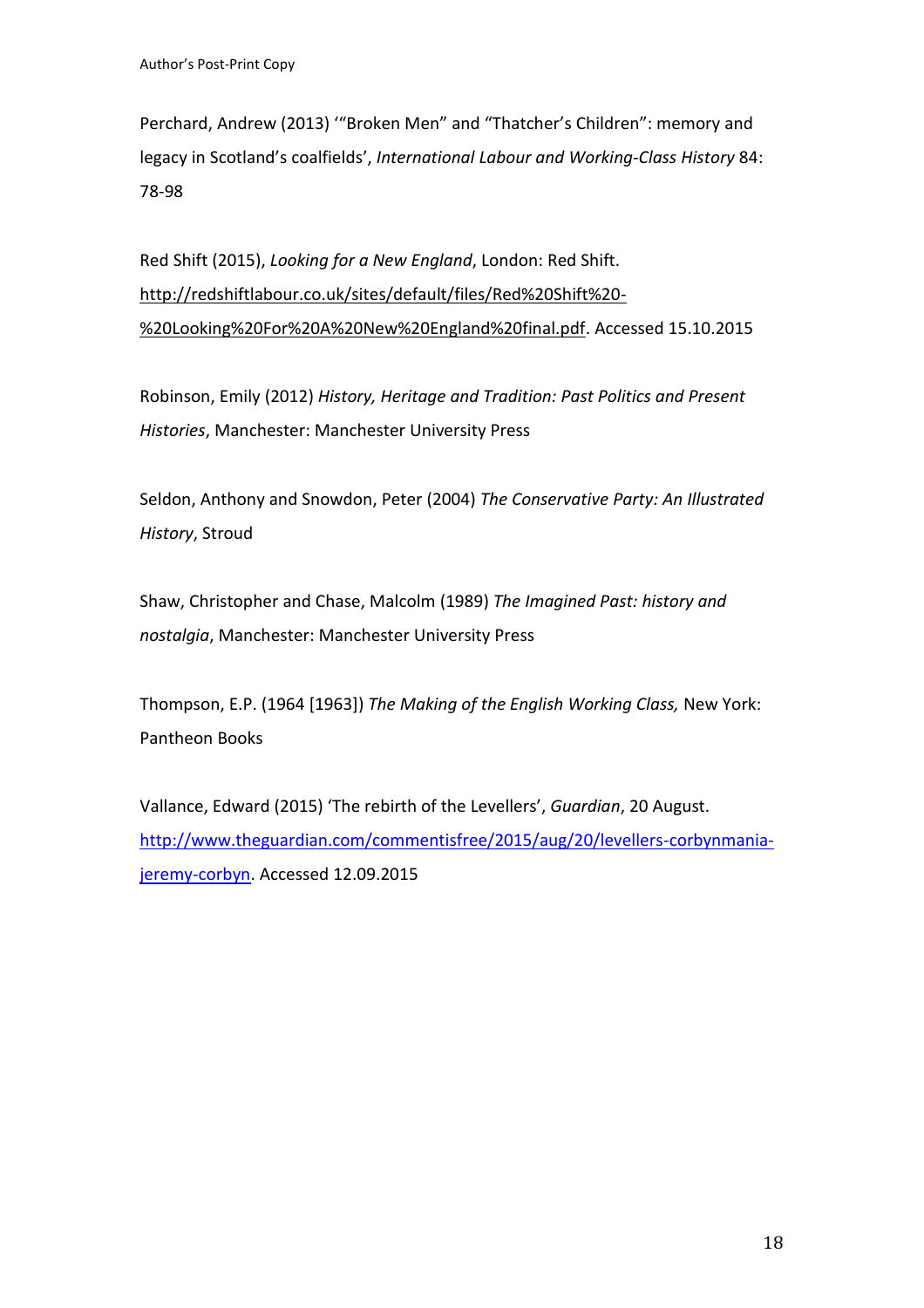Perchard, Andrew (2013) '"Broken Men" and "Thatcher's Children": memory and legacy in Scotland's coalfields', *International Labour and Working-Class History* 84: 78-98

Red Shift (2015), *Looking for a New England*, London: Red Shift. http://redshiftlabour.co.uk/sites/default/files/Red%20Shift%20-%20Looking%20For%20A%20New%20England%20final.pdf. Accessed 15.10.2015

Robinson, Emily (2012) *History, Heritage and Tradition: Past Politics and Present Histories*, Manchester: Manchester University Press

Seldon, Anthony and Snowdon, Peter (2004) *The Conservative Party: An Illustrated History*, Stroud

Shaw, Christopher and Chase, Malcolm (1989) *The Imagined Past: history and nostalgia*, Manchester: Manchester University Press

Thompson, E.P. (1964 [1963]) *The Making of the English Working Class,* New York: Pantheon Books

Vallance, Edward (2015) 'The rebirth of the Levellers', *Guardian*, 20 August. http://www.theguardian.com/commentisfree/2015/aug/20/levellers-corbynmania-jeremy-corbyn. Accessed 12.09.2015